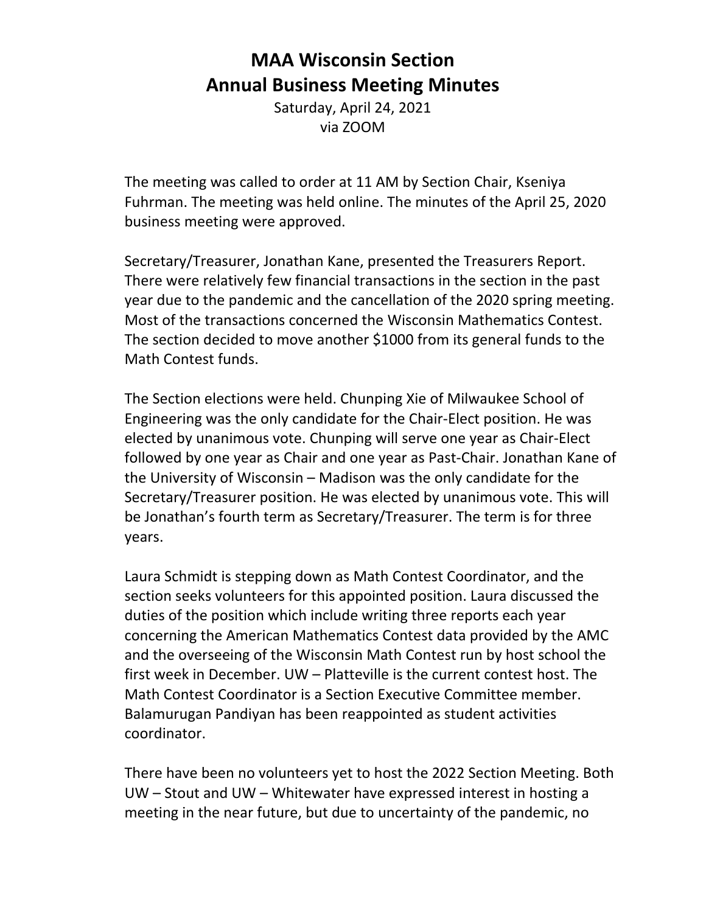# MAA Wisconsin Section
# Annual Business Meeting Minutes

Saturday, April 24, 2021
via ZOOM

The meeting was called to order at 11 AM by Section Chair, Kseniya Fuhrman. The meeting was held online. The minutes of the April 25, 2020 business meeting were approved.

Secretary/Treasurer, Jonathan Kane, presented the Treasurers Report. There were relatively few financial transactions in the section in the past year due to the pandemic and the cancellation of the 2020 spring meeting. Most of the transactions concerned the Wisconsin Mathematics Contest. The section decided to move another $1000 from its general funds to the Math Contest funds.

The Section elections were held. Chunping Xie of Milwaukee School of Engineering was the only candidate for the Chair-Elect position. He was elected by unanimous vote. Chunping will serve one year as Chair-Elect followed by one year as Chair and one year as Past-Chair. Jonathan Kane of the University of Wisconsin – Madison was the only candidate for the Secretary/Treasurer position. He was elected by unanimous vote. This will be Jonathan's fourth term as Secretary/Treasurer. The term is for three years.

Laura Schmidt is stepping down as Math Contest Coordinator, and the section seeks volunteers for this appointed position. Laura discussed the duties of the position which include writing three reports each year concerning the American Mathematics Contest data provided by the AMC and the overseeing of the Wisconsin Math Contest run by host school the first week in December. UW – Platteville is the current contest host. The Math Contest Coordinator is a Section Executive Committee member. Balamurugan Pandiyan has been reappointed as student activities coordinator.

There have been no volunteers yet to host the 2022 Section Meeting. Both UW – Stout and UW – Whitewater have expressed interest in hosting a meeting in the near future, but due to uncertainty of the pandemic, no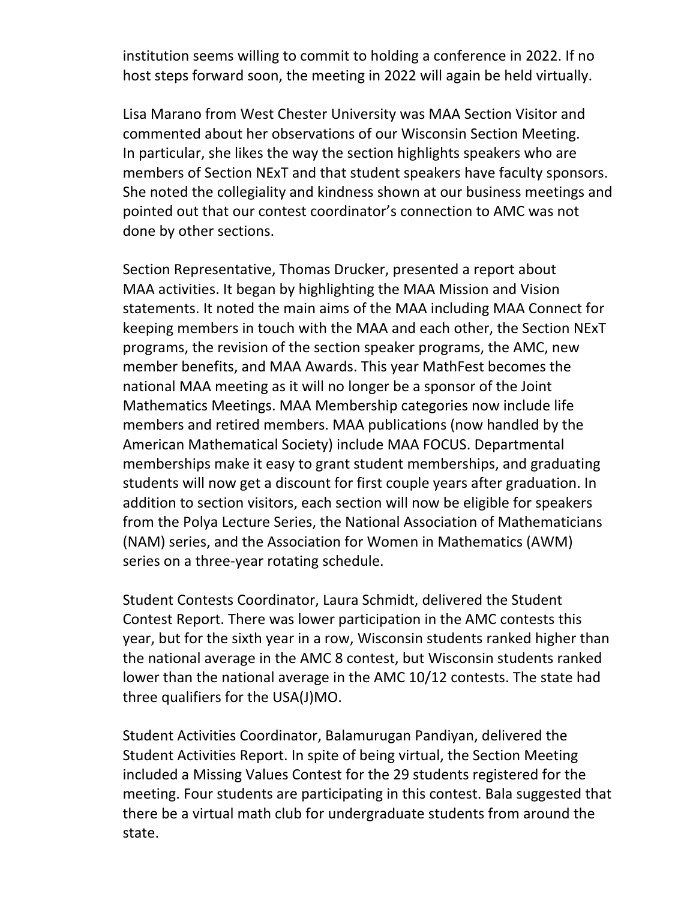institution seems willing to commit to holding a conference in 2022. If no host steps forward soon, the meeting in 2022 will again be held virtually.

Lisa Marano from West Chester University was MAA Section Visitor and commented about her observations of our Wisconsin Section Meeting. In particular, she likes the way the section highlights speakers who are members of Section NExT and that student speakers have faculty sponsors. She noted the collegiality and kindness shown at our business meetings and pointed out that our contest coordinator's connection to AMC was not done by other sections.

Section Representative, Thomas Drucker, presented a report about MAA activities. It began by highlighting the MAA Mission and Vision statements. It noted the main aims of the MAA including MAA Connect for keeping members in touch with the MAA and each other, the Section NExT programs, the revision of the section speaker programs, the AMC, new member benefits, and MAA Awards. This year MathFest becomes the national MAA meeting as it will no longer be a sponsor of the Joint Mathematics Meetings. MAA Membership categories now include life members and retired members. MAA publications (now handled by the American Mathematical Society) include MAA FOCUS. Departmental memberships make it easy to grant student memberships, and graduating students will now get a discount for first couple years after graduation. In addition to section visitors, each section will now be eligible for speakers from the Polya Lecture Series, the National Association of Mathematicians (NAM) series, and the Association for Women in Mathematics (AWM) series on a three-year rotating schedule.

Student Contests Coordinator, Laura Schmidt, delivered the Student Contest Report. There was lower participation in the AMC contests this year, but for the sixth year in a row, Wisconsin students ranked higher than the national average in the AMC 8 contest, but Wisconsin students ranked lower than the national average in the AMC 10/12 contests. The state had three qualifiers for the USA(J)MO.

Student Activities Coordinator, Balamurugan Pandiyan, delivered the Student Activities Report. In spite of being virtual, the Section Meeting included a Missing Values Contest for the 29 students registered for the meeting. Four students are participating in this contest. Bala suggested that there be a virtual math club for undergraduate students from around the state.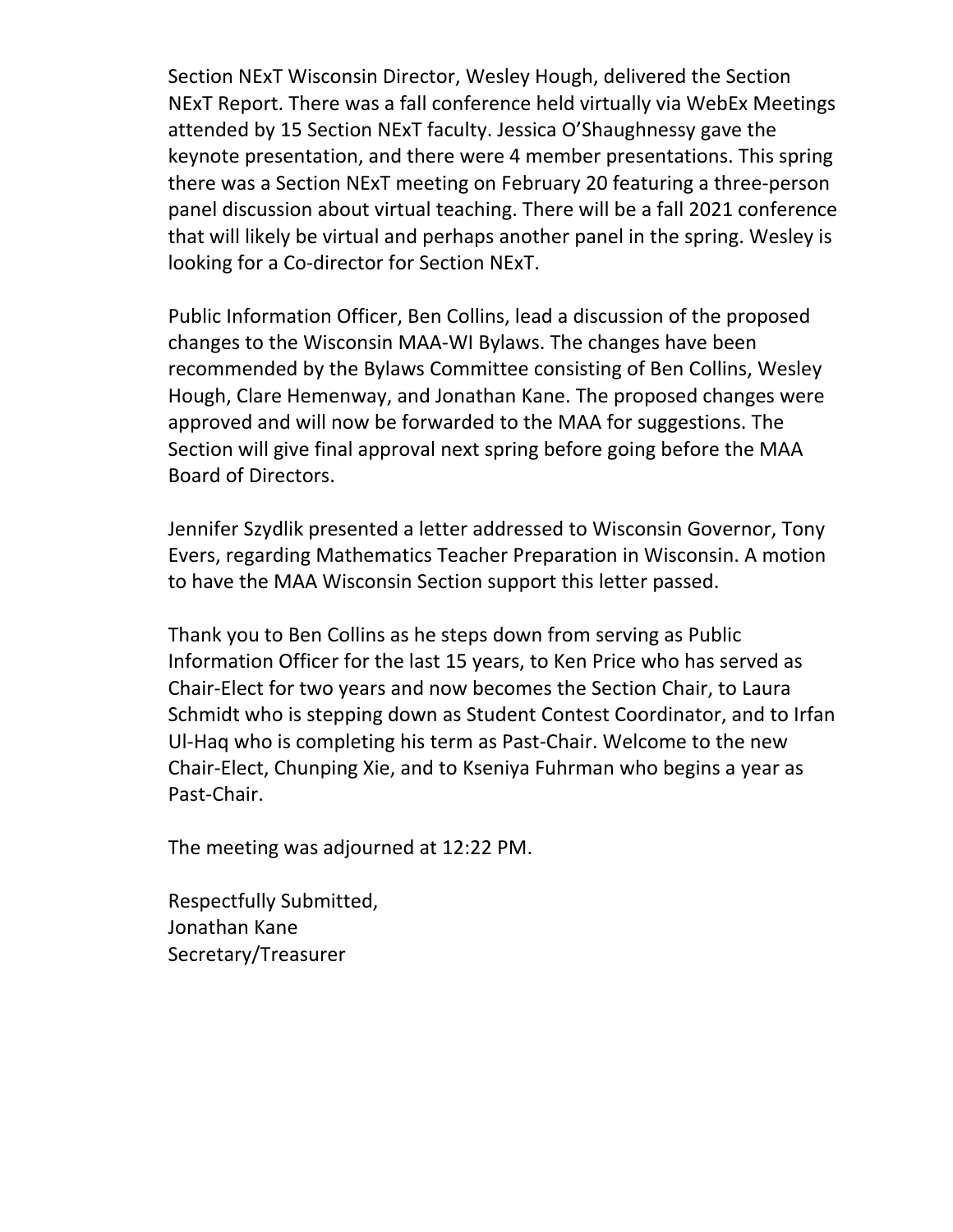Section NExT Wisconsin Director, Wesley Hough, delivered the Section NExT Report. There was a fall conference held virtually via WebEx Meetings attended by 15 Section NExT faculty. Jessica O'Shaughnessy gave the keynote presentation, and there were 4 member presentations. This spring there was a Section NExT meeting on February 20 featuring a three-person panel discussion about virtual teaching. There will be a fall 2021 conference that will likely be virtual and perhaps another panel in the spring. Wesley is looking for a Co-director for Section NExT.

Public Information Officer, Ben Collins, lead a discussion of the proposed changes to the Wisconsin MAA-WI Bylaws. The changes have been recommended by the Bylaws Committee consisting of Ben Collins, Wesley Hough, Clare Hemenway, and Jonathan Kane. The proposed changes were approved and will now be forwarded to the MAA for suggestions. The Section will give final approval next spring before going before the MAA Board of Directors.

Jennifer Szydlik presented a letter addressed to Wisconsin Governor, Tony Evers, regarding Mathematics Teacher Preparation in Wisconsin. A motion to have the MAA Wisconsin Section support this letter passed.

Thank you to Ben Collins as he steps down from serving as Public Information Officer for the last 15 years, to Ken Price who has served as Chair-Elect for two years and now becomes the Section Chair, to Laura Schmidt who is stepping down as Student Contest Coordinator, and to Irfan Ul-Haq who is completing his term as Past-Chair. Welcome to the new Chair-Elect, Chunping Xie, and to Kseniya Fuhrman who begins a year as Past-Chair.

The meeting was adjourned at 12:22 PM.

Respectfully Submitted,
Jonathan Kane
Secretary/Treasurer